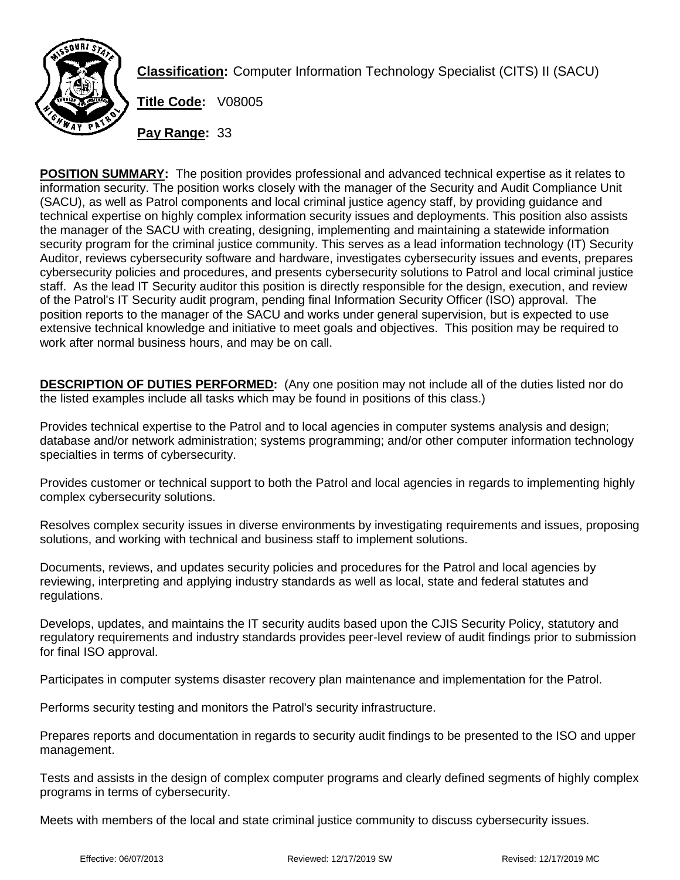**Classification:** Computer Information Technology Specialist (CITS) II (SACU)

**Title Code:** V08005

**Pay Range:** 33

**POSITION SUMMARY:** The position provides professional and advanced technical expertise as it relates to information security. The position works closely with the manager of the Security and Audit Compliance Unit (SACU), as well as Patrol components and local criminal justice agency staff, by providing guidance and technical expertise on highly complex information security issues and deployments. This position also assists the manager of the SACU with creating, designing, implementing and maintaining a statewide information security program for the criminal justice community. This serves as a lead information technology (IT) Security Auditor, reviews cybersecurity software and hardware, investigates cybersecurity issues and events, prepares cybersecurity policies and procedures, and presents cybersecurity solutions to Patrol and local criminal justice staff. As the lead IT Security auditor this position is directly responsible for the design, execution, and review of the Patrol's IT Security audit program, pending final Information Security Officer (ISO) approval. The position reports to the manager of the SACU and works under general supervision, but is expected to use extensive technical knowledge and initiative to meet goals and objectives. This position may be required to work after normal business hours, and may be on call.

**DESCRIPTION OF DUTIES PERFORMED:** (Any one position may not include all of the duties listed nor do the listed examples include all tasks which may be found in positions of this class.)

Provides technical expertise to the Patrol and to local agencies in computer systems analysis and design; database and/or network administration; systems programming; and/or other computer information technology specialties in terms of cybersecurity.

Provides customer or technical support to both the Patrol and local agencies in regards to implementing highly complex cybersecurity solutions.

Resolves complex security issues in diverse environments by investigating requirements and issues, proposing solutions, and working with technical and business staff to implement solutions.

Documents, reviews, and updates security policies and procedures for the Patrol and local agencies by reviewing, interpreting and applying industry standards as well as local, state and federal statutes and regulations.

Develops, updates, and maintains the IT security audits based upon the CJIS Security Policy, statutory and regulatory requirements and industry standards provides peer-level review of audit findings prior to submission for final ISO approval.

Participates in computer systems disaster recovery plan maintenance and implementation for the Patrol.

Performs security testing and monitors the Patrol's security infrastructure.

Prepares reports and documentation in regards to security audit findings to be presented to the ISO and upper management.

Tests and assists in the design of complex computer programs and clearly defined segments of highly complex programs in terms of cybersecurity.

Meets with members of the local and state criminal justice community to discuss cybersecurity issues.

Effective: 06/07/2013 Reviewed: 12/17/2019 SW Revised: 12/17/2019 MC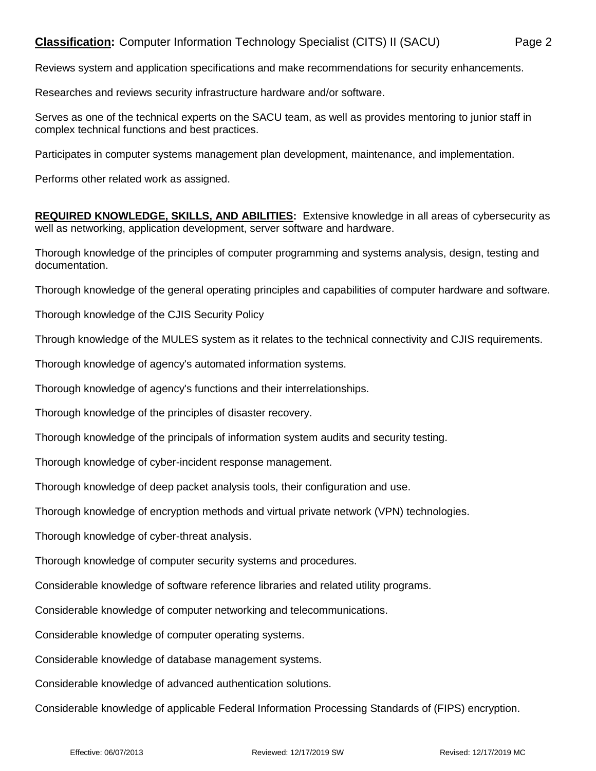Reviews system and application specifications and make recommendations for security enhancements.

Researches and reviews security infrastructure hardware and/or software.

Serves as one of the technical experts on the SACU team, as well as provides mentoring to junior staff in complex technical functions and best practices.

Participates in computer systems management plan development, maintenance, and implementation.

Performs other related work as assigned.

**REQUIRED KNOWLEDGE, SKILLS, AND ABILITIES:** Extensive knowledge in all areas of cybersecurity as well as networking, application development, server software and hardware.

Thorough knowledge of the principles of computer programming and systems analysis, design, testing and documentation.

Thorough knowledge of the general operating principles and capabilities of computer hardware and software.

Thorough knowledge of the CJIS Security Policy

Through knowledge of the MULES system as it relates to the technical connectivity and CJIS requirements.

Thorough knowledge of agency's automated information systems.

Thorough knowledge of agency's functions and their interrelationships.

Thorough knowledge of the principles of disaster recovery.

Thorough knowledge of the principals of information system audits and security testing.

Thorough knowledge of cyber-incident response management.

Thorough knowledge of deep packet analysis tools, their configuration and use.

Thorough knowledge of encryption methods and virtual private network (VPN) technologies.

Thorough knowledge of cyber-threat analysis.

Thorough knowledge of computer security systems and procedures.

Considerable knowledge of software reference libraries and related utility programs.

Considerable knowledge of computer networking and telecommunications.

Considerable knowledge of computer operating systems.

Considerable knowledge of database management systems.

Considerable knowledge of advanced authentication solutions.

Considerable knowledge of applicable Federal Information Processing Standards of (FIPS) encryption.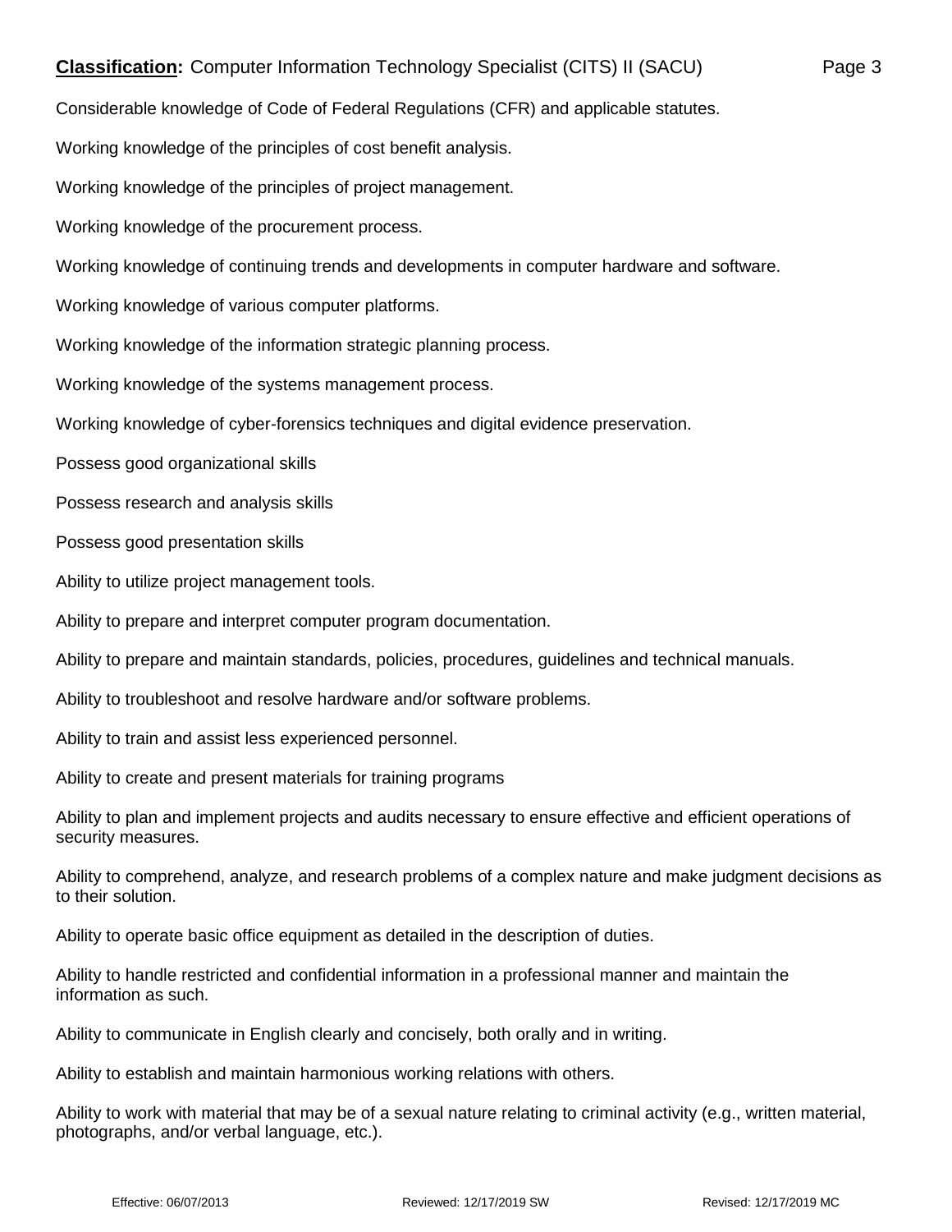Considerable knowledge of Code of Federal Regulations (CFR) and applicable statutes.

Working knowledge of the principles of cost benefit analysis.

Working knowledge of the principles of project management.

Working knowledge of the procurement process.

Working knowledge of continuing trends and developments in computer hardware and software.

Working knowledge of various computer platforms.

Working knowledge of the information strategic planning process.

Working knowledge of the systems management process.

Working knowledge of cyber-forensics techniques and digital evidence preservation.

Possess good organizational skills

Possess research and analysis skills

Possess good presentation skills

Ability to utilize project management tools.

Ability to prepare and interpret computer program documentation.

Ability to prepare and maintain standards, policies, procedures, guidelines and technical manuals.

Ability to troubleshoot and resolve hardware and/or software problems.

Ability to train and assist less experienced personnel.

Ability to create and present materials for training programs

Ability to plan and implement projects and audits necessary to ensure effective and efficient operations of security measures.

Ability to comprehend, analyze, and research problems of a complex nature and make judgment decisions as to their solution.

Ability to operate basic office equipment as detailed in the description of duties.

Ability to handle restricted and confidential information in a professional manner and maintain the information as such.

Ability to communicate in English clearly and concisely, both orally and in writing.

Ability to establish and maintain harmonious working relations with others.

Ability to work with material that may be of a sexual nature relating to criminal activity (e.g., written material, photographs, and/or verbal language, etc.).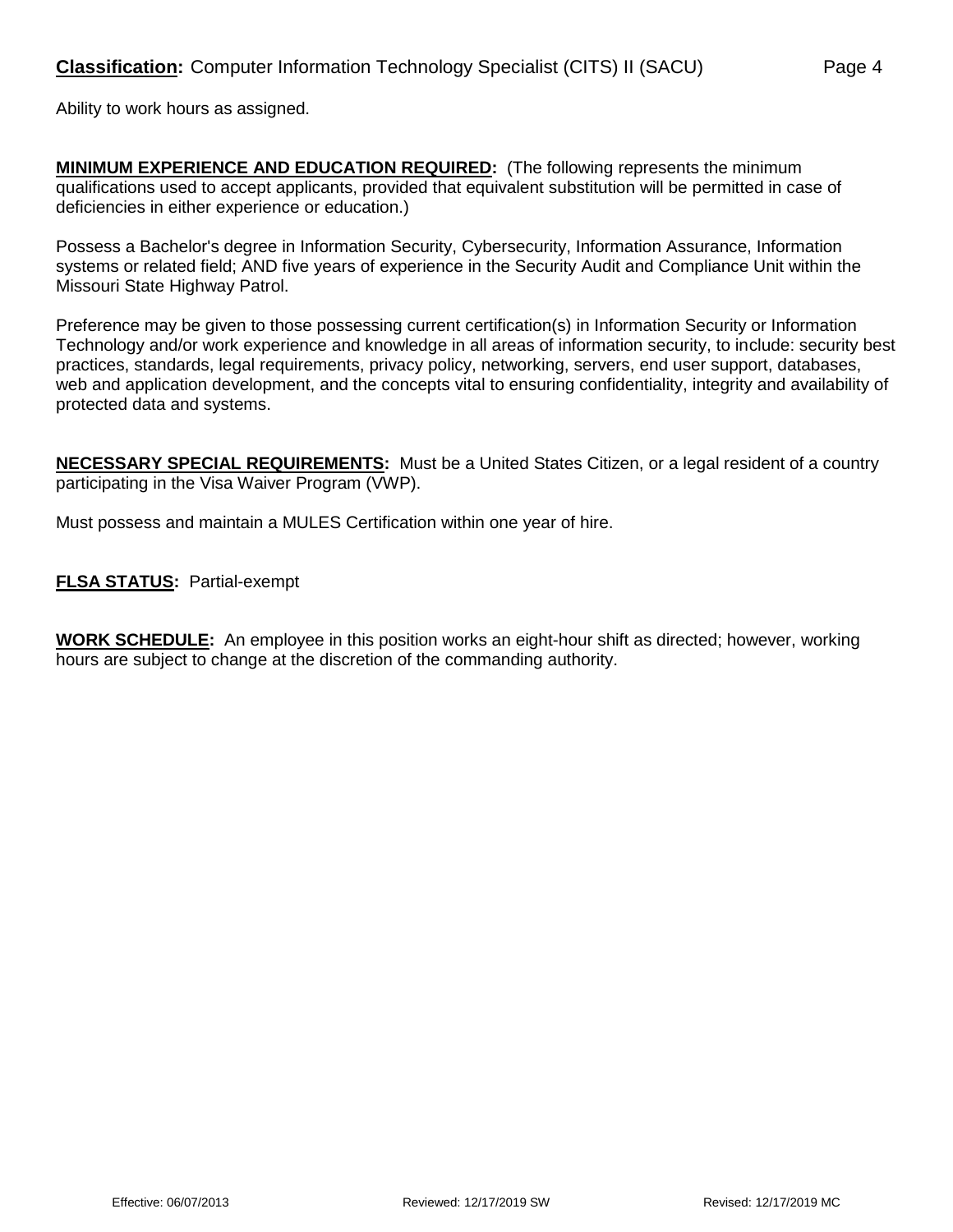Ability to work hours as assigned.

**MINIMUM EXPERIENCE AND EDUCATION REQUIRED:** (The following represents the minimum qualifications used to accept applicants, provided that equivalent substitution will be permitted in case of deficiencies in either experience or education.)

Possess a Bachelor's degree in Information Security, Cybersecurity, Information Assurance, Information systems or related field; AND five years of experience in the Security Audit and Compliance Unit within the Missouri State Highway Patrol.

Preference may be given to those possessing current certification(s) in Information Security or Information Technology and/or work experience and knowledge in all areas of information security, to include: security best practices, standards, legal requirements, privacy policy, networking, servers, end user support, databases, web and application development, and the concepts vital to ensuring confidentiality, integrity and availability of protected data and systems.

**NECESSARY SPECIAL REQUIREMENTS:** Must be a United States Citizen, or a legal resident of a country participating in the Visa Waiver Program (VWP).

Must possess and maintain a MULES Certification within one year of hire.

**FLSA STATUS:** Partial-exempt

**WORK SCHEDULE:** An employee in this position works an eight-hour shift as directed; however, working hours are subject to change at the discretion of the commanding authority.